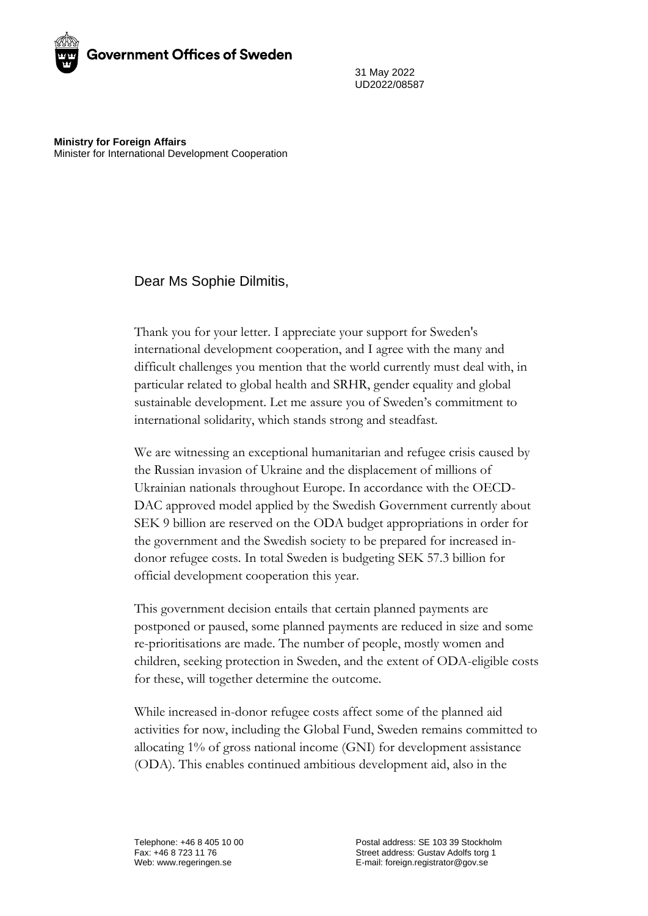Government Offices of Sweden

31 May 2022
UD2022/08587

**Ministry for Foreign Affairs**
Minister for International Development Cooperation

Dear Ms Sophie Dilmitis,

Thank you for your letter. I appreciate your support for Sweden's international development cooperation, and I agree with the many and difficult challenges you mention that the world currently must deal with, in particular related to global health and SRHR, gender equality and global sustainable development. Let me assure you of Sweden's commitment to international solidarity, which stands strong and steadfast.

We are witnessing an exceptional humanitarian and refugee crisis caused by the Russian invasion of Ukraine and the displacement of millions of Ukrainian nationals throughout Europe. In accordance with the OECD-DAC approved model applied by the Swedish Government currently about SEK 9 billion are reserved on the ODA budget appropriations in order for the government and the Swedish society to be prepared for increased in-donor refugee costs. In total Sweden is budgeting SEK 57.3 billion for official development cooperation this year.

This government decision entails that certain planned payments are postponed or paused, some planned payments are reduced in size and some re-prioritisations are made. The number of people, mostly women and children, seeking protection in Sweden, and the extent of ODA-eligible costs for these, will together determine the outcome.

While increased in-donor refugee costs affect some of the planned aid activities for now, including the Global Fund, Sweden remains committed to allocating 1% of gross national income (GNI) for development assistance (ODA). This enables continued ambitious development aid, also in the

Telephone: +46 8 405 10 00
Fax: +46 8 723 11 76
Web: www.regeringen.se

Postal address: SE 103 39 Stockholm
Street address: Gustav Adolfs torg 1
E-mail: foreign.registrator@gov.se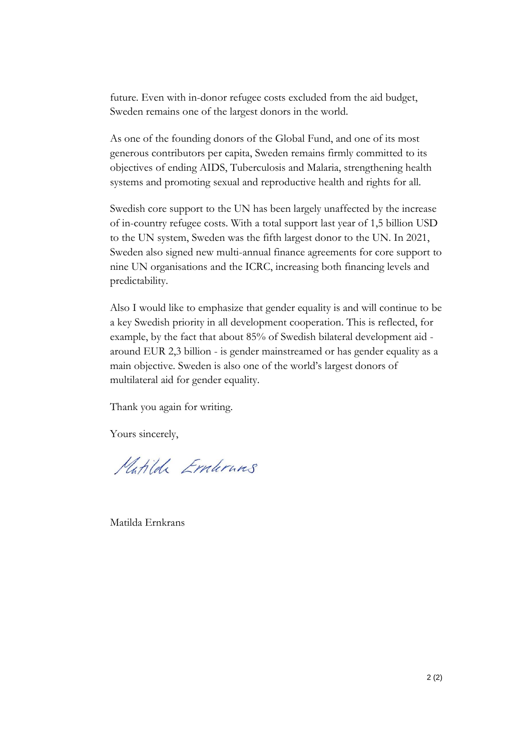future. Even with in-donor refugee costs excluded from the aid budget, Sweden remains one of the largest donors in the world.

As one of the founding donors of the Global Fund, and one of its most generous contributors per capita, Sweden remains firmly committed to its objectives of ending AIDS, Tuberculosis and Malaria, strengthening health systems and promoting sexual and reproductive health and rights for all.

Swedish core support to the UN has been largely unaffected by the increase of in-country refugee costs. With a total support last year of 1,5 billion USD to the UN system, Sweden was the fifth largest donor to the UN. In 2021, Sweden also signed new multi-annual finance agreements for core support to nine UN organisations and the ICRC, increasing both financing levels and predictability.

Also I would like to emphasize that gender equality is and will continue to be a key Swedish priority in all development cooperation. This is reflected, for example, by the fact that about 85% of Swedish bilateral development aid - around EUR 2,3 billion - is gender mainstreamed or has gender equality as a main objective. Sweden is also one of the world's largest donors of multilateral aid for gender equality.

Thank you again for writing.

Yours sincerely,

Matilda Ernkrans

Matilda Ernkrans